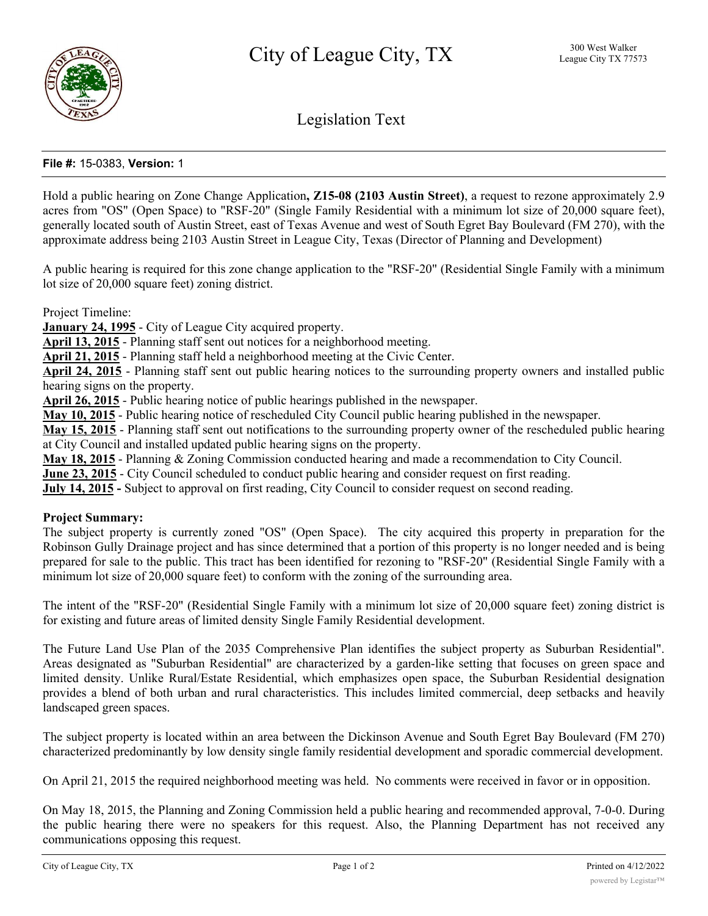# City of League City, TX

300 West Walker
League City TX 77573

## Legislation Text

**File #:** 15-0383, **Version:** 1

Hold a public hearing on Zone Change Application**, Z15-08 (2103 Austin Street)**, a request to rezone approximately 2.9 acres from "OS" (Open Space) to "RSF-20" (Single Family Residential with a minimum lot size of 20,000 square feet), generally located south of Austin Street, east of Texas Avenue and west of South Egret Bay Boulevard (FM 270), with the approximate address being 2103 Austin Street in League City, Texas (Director of Planning and Development)

A public hearing is required for this zone change application to the "RSF-20" (Residential Single Family with a minimum lot size of 20,000 square feet) zoning district.

Project Timeline:

**January 24, 1995** - City of League City acquired property.
**April 13, 2015** - Planning staff sent out notices for a neighborhood meeting.
**April 21, 2015** - Planning staff held a neighborhood meeting at the Civic Center.
**April 24, 2015** - Planning staff sent out public hearing notices to the surrounding property owners and installed public hearing signs on the property.
**April 26, 2015** - Public hearing notice of public hearings published in the newspaper.
**May 10, 2015** - Public hearing notice of rescheduled City Council public hearing published in the newspaper.
**May 15, 2015** - Planning staff sent out notifications to the surrounding property owner of the rescheduled public hearing at City Council and installed updated public hearing signs on the property.
**May 18, 2015** - Planning & Zoning Commission conducted hearing and made a recommendation to City Council.
**June 23, 2015** - City Council scheduled to conduct public hearing and consider request on first reading.
**July 14, 2015 -** Subject to approval on first reading, City Council to consider request on second reading.

**Project Summary:**

The subject property is currently zoned "OS" (Open Space). The city acquired this property in preparation for the Robinson Gully Drainage project and has since determined that a portion of this property is no longer needed and is being prepared for sale to the public. This tract has been identified for rezoning to "RSF-20" (Residential Single Family with a minimum lot size of 20,000 square feet) to conform with the zoning of the surrounding area.

The intent of the "RSF-20" (Residential Single Family with a minimum lot size of 20,000 square feet) zoning district is for existing and future areas of limited density Single Family Residential development.

The Future Land Use Plan of the 2035 Comprehensive Plan identifies the subject property as Suburban Residential". Areas designated as "Suburban Residential" are characterized by a garden-like setting that focuses on green space and limited density. Unlike Rural/Estate Residential, which emphasizes open space, the Suburban Residential designation provides a blend of both urban and rural characteristics. This includes limited commercial, deep setbacks and heavily landscaped green spaces.

The subject property is located within an area between the Dickinson Avenue and South Egret Bay Boulevard (FM 270) characterized predominantly by low density single family residential development and sporadic commercial development.

On April 21, 2015 the required neighborhood meeting was held. No comments were received in favor or in opposition.

On May 18, 2015, the Planning and Zoning Commission held a public hearing and recommended approval, 7-0-0. During the public hearing there were no speakers for this request. Also, the Planning Department has not received any communications opposing this request.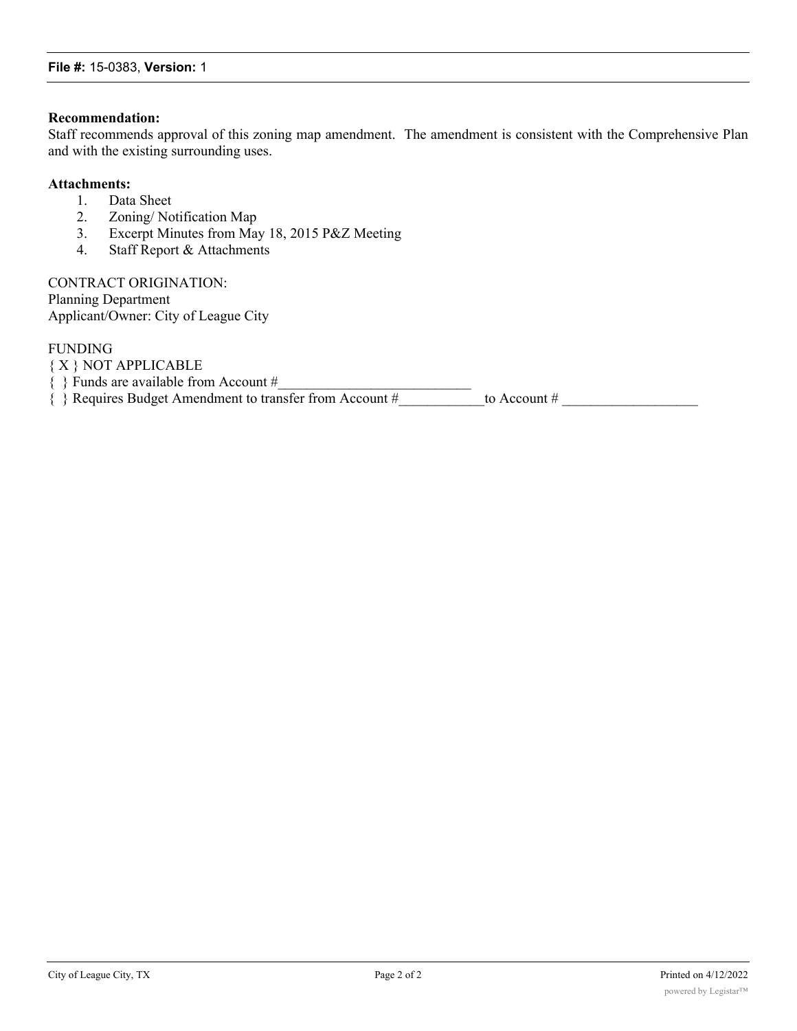**Recommendation:**
Staff recommends approval of this zoning map amendment. The amendment is consistent with the Comprehensive Plan and with the existing surrounding uses.

**Attachments:**

1. Data Sheet
2. Zoning/ Notification Map
3. Excerpt Minutes from May 18, 2015 P&Z Meeting
4. Staff Report & Attachments

CONTRACT ORIGINATION:
Planning Department
Applicant/Owner: City of League City

FUNDING
{ X } NOT APPLICABLE
{ } Funds are available from Account #___________________________
{ } Requires Budget Amendment to transfer from Account #____________to Account # ___________________